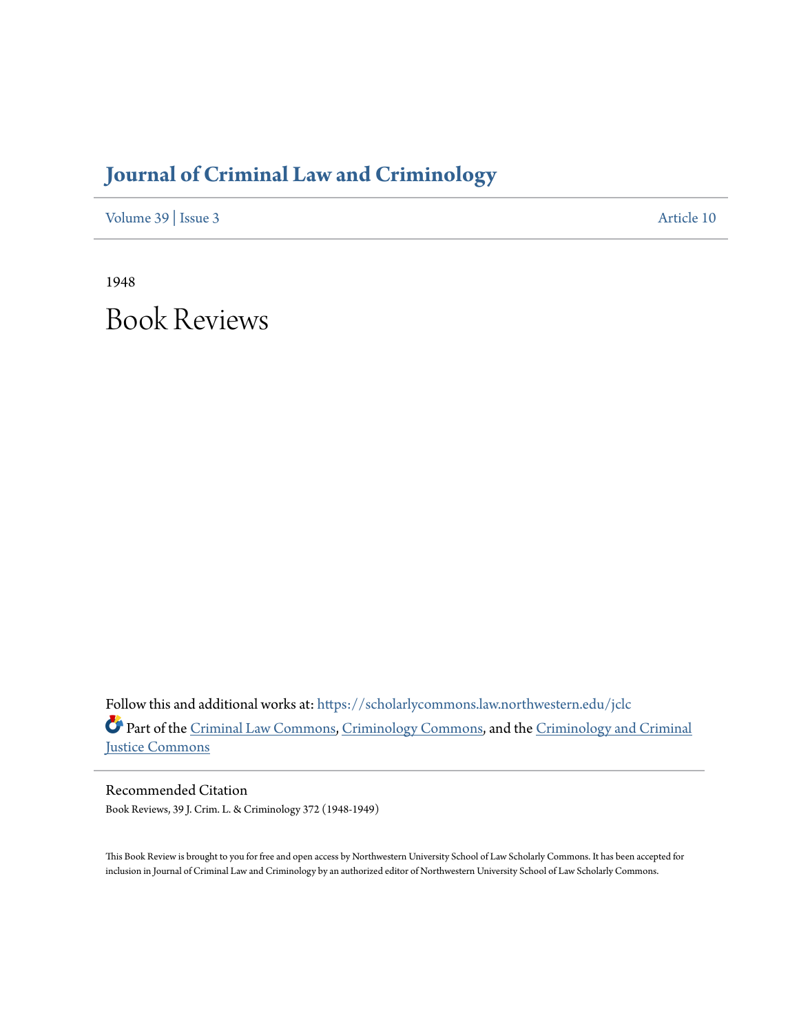# Journal of Criminal Law and Criminology

Volume 39 | Issue 3 | Article 10

1948

# Book Reviews

Follow this and additional works at: https://scholarlycommons.law.northwestern.edu/jclc

Part of the Criminal Law Commons, Criminology Commons, and the Criminology and Criminal Justice Commons

## Recommended Citation

Book Reviews, 39 J. Crim. L. & Criminology 372 (1948-1949)

This Book Review is brought to you for free and open access by Northwestern University School of Law Scholarly Commons. It has been accepted for inclusion in Journal of Criminal Law and Criminology by an authorized editor of Northwestern University School of Law Scholarly Commons.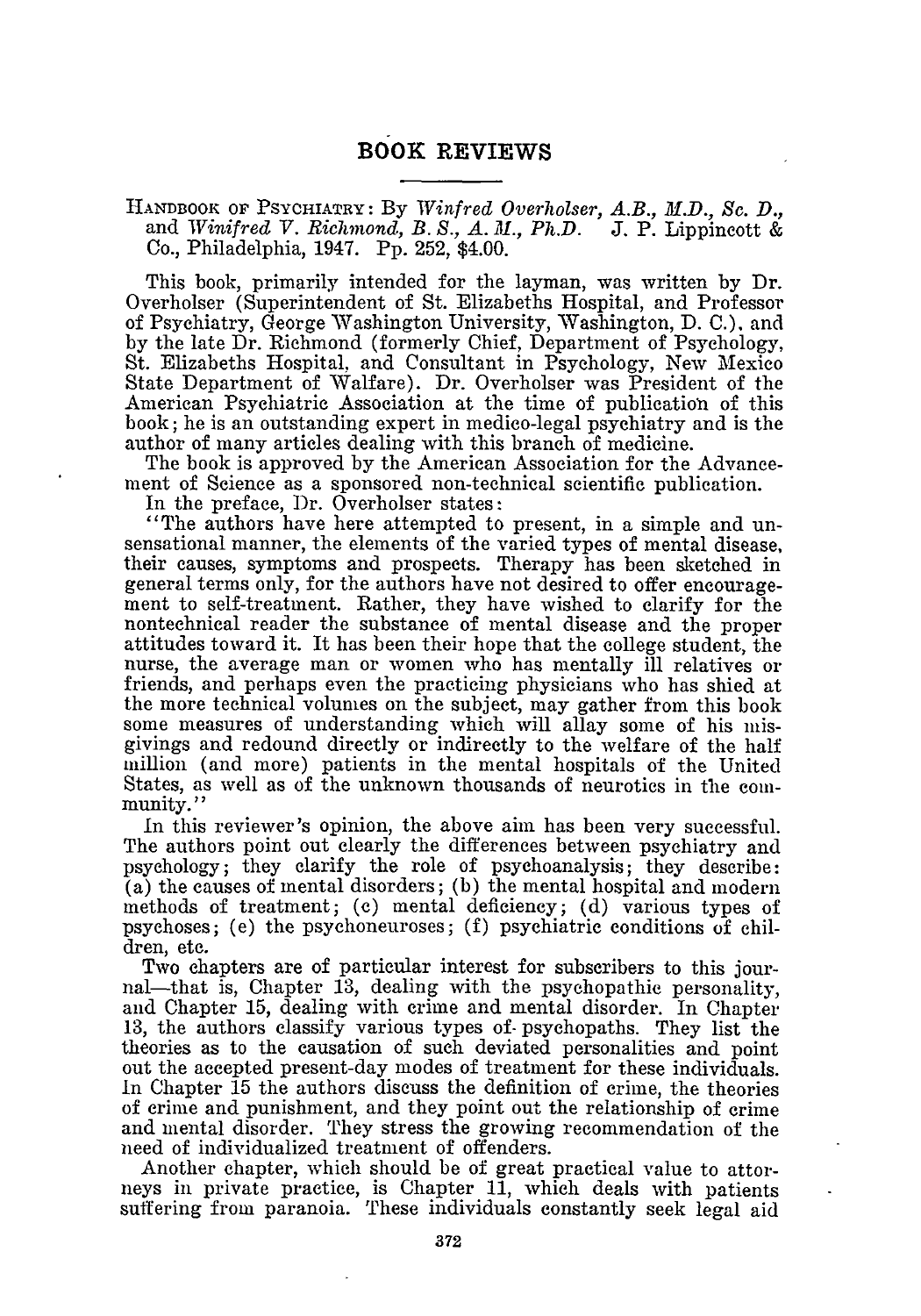## BOOK REVIEWS

HANDBOOK OF PSYCHIATRY: By *Winfred Overholser, A.B., M.D., Sc. D.,* and *Winifred V. Richmond, B. S., A. M., Ph.D.* J. P. Lippincott & Co., Philadelphia, 1947. Pp. 252, $4.00.

This book, primarily intended for the layman, was written by Dr. Overholser (Superintendent of St. Elizabeths Hospital, and Professor of Psychiatry, George Washington University, Washington, D. C.), and by the late Dr. Richmond (formerly Chief, Department of Psychology, St. Elizabeths Hospital, and Consultant in Psychology, New Mexico State Department of Walfare). Dr. Overholser was President of the American Psychiatric Association at the time of publication of this book; he is an outstanding expert in medico-legal psychiatry and is the author of many articles dealing with this branch of medicine.

The book is approved by the American Association for the Advancement of Science as a sponsored non-technical scientific publication.

In the preface, Dr. Overholser states:

"The authors have here attempted to present, in a simple and unsensational manner, the elements of the varied types of mental disease, their causes, symptoms and prospects. Therapy has been sketched in general terms only, for the authors have not desired to offer encouragement to self-treatment. Rather, they have wished to clarify for the nontechnical reader the substance of mental disease and the proper attitudes toward it. It has been their hope that the college student, the nurse, the average man or women who has mentally ill relatives or friends, and perhaps even the practicing physicians who has shied at the more technical volumes on the subject, may gather from this book some measures of understanding which will allay some of his misgivings and redound directly or indirectly to the welfare of the half million (and more) patients in the mental hospitals of the United States, as well as of the unknown thousands of neurotics in the community."

In this reviewer's opinion, the above aim has been very successful. The authors point out clearly the differences between psychiatry and psychology; they clarify the role of psychoanalysis; they describe: (a) the causes of mental disorders; (b) the mental hospital and modern methods of treatment; (c) mental deficiency; (d) various types of psychoses; (e) the psychoneuroses; (f) psychiatric conditions of children, etc.

Two chapters are of particular interest for subscribers to this journal—that is, Chapter 13, dealing with the psychopathic personality, and Chapter 15, dealing with crime and mental disorder. In Chapter 13, the authors classify various types of psychopaths. They list the theories as to the causation of such deviated personalities and point out the accepted present-day modes of treatment for these individuals. In Chapter 15 the authors discuss the definition of crime, the theories of crime and punishment, and they point out the relationship of crime and mental disorder. They stress the growing recommendation of the need of individualized treatment of offenders.

Another chapter, which should be of great practical value to attorneys in private practice, is Chapter 11, which deals with patients suffering from paranoia. These individuals constantly seek legal aid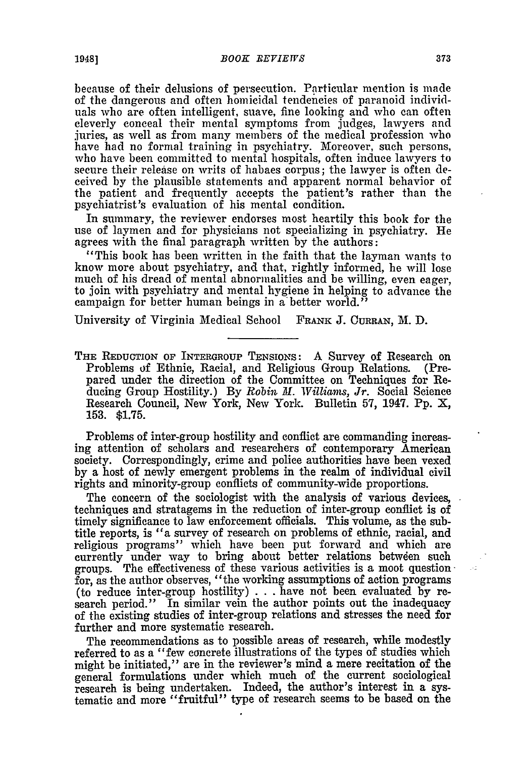because of their delusions of persecution. Particular mention is made of the dangerous and often homicidal tendencies of paranoid individuals who are often intelligent, suave, fine looking and who can often cleverly conceal their mental symptoms from judges, lawyers and juries, as well as from many members of the medical profession who have had no formal training in psychiatry. Moreover, such persons, who have been committed to mental hospitals, often induce lawyers to secure their release on writs of habaes corpus; the lawyer is often deceived by the plausible statements and apparent normal behavior of the patient and frequently accepts the patient's rather than the psychiatrist's evaluation of his mental condition.

In summary, the reviewer endorses most heartily this book for the use of laymen and for physicians not specializing in psychiatry. He agrees with the final paragraph written by the authors:

"This book has been written in the faith that the layman wants to know more about psychiatry, and that, rightly informed, he will lose much of his dread of mental abnormalities and be willing, even eager, to join with psychiatry and mental hygiene in helping to advance the campaign for better human beings in a better world."

University of Virginia Medical School FRANK J. CURRAN, M. D.

---

THE REDUCTION OF INTERGROUP TENSIONS: A Survey of Research on Problems of Ethnic, Racial, and Religious Group Relations. (Prepared under the direction of the Committee on Techniques for Reducing Group Hostility.) By *Robin M. Williams, Jr.* Social Science Research Council, New York, New York. Bulletin 57, 1947. Pp. X, 153. $1.75.

Problems of inter-group hostility and conflict are commanding increasing attention of scholars and researchers of contemporary American society. Correspondingly, crime and police authorities have been vexed by a host of newly emergent problems in the realm of individual civil rights and minority-group conflicts of community-wide proportions.

The concern of the sociologist with the analysis of various devices, techniques and stratagems in the reduction of inter-group conflict is of timely significance to law enforcement officials. This volume, as the subtitle reports, is "a survey of research on problems of ethnic, racial, and religious programs" which have been put forward and which are currently under way to bring about better relations between such groups. The effectiveness of these various activities is a moot question for, as the author observes, "the working assumptions of action programs (to reduce inter-group hostility) . . . have not been evaluated by research period." In similar vein the author points out the inadequacy of the existing studies of inter-group relations and stresses the need for further and more systematic research.

The recommendations as to possible areas of research, while modestly referred to as a "few concrete illustrations of the types of studies which might be initiated," are in the reviewer's mind a mere recitation of the general formulations under which much of the current sociological research is being undertaken. Indeed, the author's interest in a systematic and more "fruitful" type of research seems to be based on the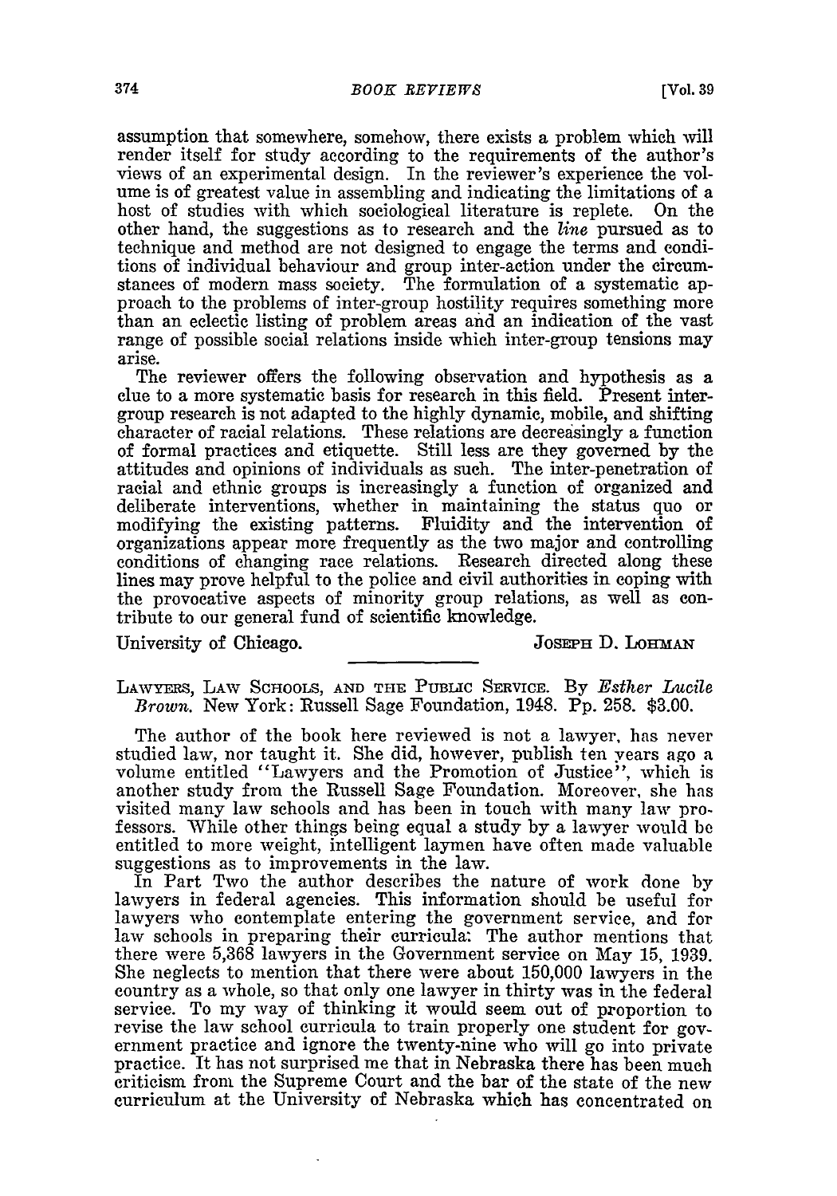assumption that somewhere, somehow, there exists a problem which will render itself for study according to the requirements of the author's views of an experimental design. In the reviewer's experience the volume is of greatest value in assembling and indicating the limitations of a host of studies with which sociological literature is replete. On the other hand, the suggestions as to research and the *line* pursued as to technique and method are not designed to engage the terms and conditions of individual behaviour and group inter-action under the circumstances of modern mass society. The formulation of a systematic approach to the problems of inter-group hostility requires something more than an eclectic listing of problem areas and an indication of the vast range of possible social relations inside which inter-group tensions may arise.

The reviewer offers the following observation and hypothesis as a clue to a more systematic basis for research in this field. Present inter-group research is not adapted to the highly dynamic, mobile, and shifting character of racial relations. These relations are decreasingly a function of formal practices and etiquette. Still less are they governed by the attitudes and opinions of individuals as such. The inter-penetration of racial and ethnic groups is increasingly a function of organized and deliberate interventions, whether in maintaining the status quo or modifying the existing patterns. Fluidity and the intervention of organizations appear more frequently as the two major and controlling conditions of changing race relations. Research directed along these lines may prove helpful to the police and civil authorities in coping with the provocative aspects of minority group relations, as well as contribute to our general fund of scientific knowledge.

University of Chicago. JOSEPH D. LOHMAN

---

LAWYERS, LAW SCHOOLS, AND THE PUBLIC SERVICE. By *Esther Lucile Brown.* New York: Russell Sage Foundation, 1948. Pp. 258. $3.00.

The author of the book here reviewed is not a lawyer, has never studied law, nor taught it. She did, however, publish ten years ago a volume entitled "Lawyers and the Promotion of Justice", which is another study from the Russell Sage Foundation. Moreover, she has visited many law schools and has been in touch with many law professors. While other things being equal a study by a lawyer would be entitled to more weight, intelligent laymen have often made valuable suggestions as to improvements in the law.

In Part Two the author describes the nature of work done by lawyers in federal agencies. This information should be useful for lawyers who contemplate entering the government service, and for law schools in preparing their curricula: The author mentions that there were 5,368 lawyers in the Government service on May 15, 1939. She neglects to mention that there were about 150,000 lawyers in the country as a whole, so that only one lawyer in thirty was in the federal service. To my way of thinking it would seem out of proportion to revise the law school curricula to train properly one student for government practice and ignore the twenty-nine who will go into private practice. It has not surprised me that in Nebraska there has been much criticism from the Supreme Court and the bar of the state of the new curriculum at the University of Nebraska which has concentrated on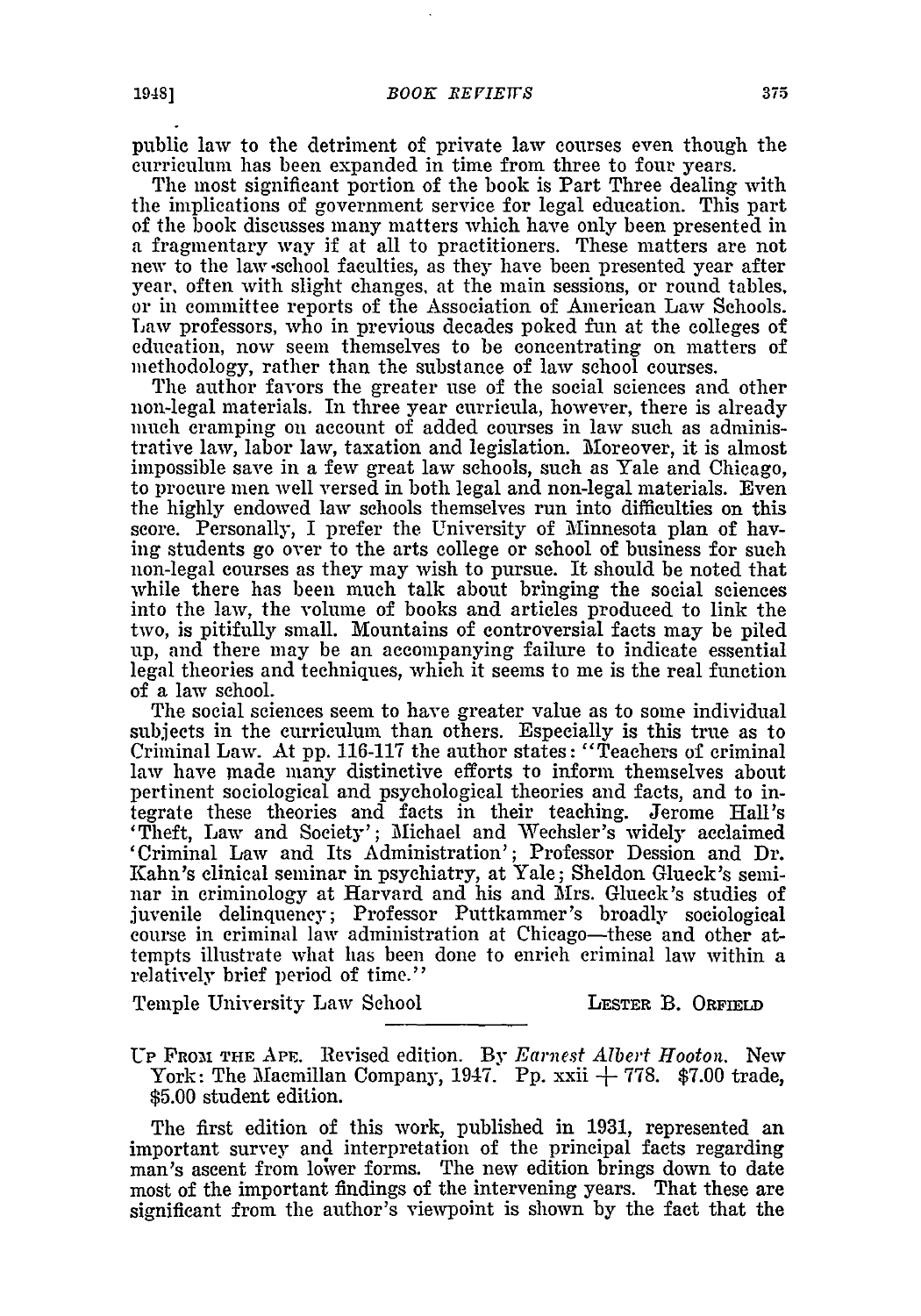public law to the detriment of private law courses even though the curriculum has been expanded in time from three to four years.

The most significant portion of the book is Part Three dealing with the implications of government service for legal education. This part of the book discusses many matters which have only been presented in a fragmentary way if at all to practitioners. These matters are not new to the law-school faculties, as they have been presented year after year, often with slight changes, at the main sessions, or round tables, or in committee reports of the Association of American Law Schools. Law professors, who in previous decades poked fun at the colleges of education, now seem themselves to be concentrating on matters of methodology, rather than the substance of law school courses.

The author favors the greater use of the social sciences and other non-legal materials. In three year curricula, however, there is already much cramping on account of added courses in law such as administrative law, labor law, taxation and legislation. Moreover, it is almost impossible save in a few great law schools, such as Yale and Chicago, to procure men well versed in both legal and non-legal materials. Even the highly endowed law schools themselves run into difficulties on this score. Personally, I prefer the University of Minnesota plan of having students go over to the arts college or school of business for such non-legal courses as they may wish to pursue. It should be noted that while there has been much talk about bringing the social sciences into the law, the volume of books and articles produced to link the two, is pitifully small. Mountains of controversial facts may be piled up, and there may be an accompanying failure to indicate essential legal theories and techniques, which it seems to me is the real function of a law school.

The social sciences seem to have greater value as to some individual subjects in the curriculum than others. Especially is this true as to Criminal Law. At pp. 116-117 the author states: "Teachers of criminal law have made many distinctive efforts to inform themselves about pertinent sociological and psychological theories and facts, and to integrate these theories and facts in their teaching. Jerome Hall's 'Theft, Law and Society'; Michael and Wechsler's widely acclaimed 'Criminal Law and Its Administration'; Professor Dession and Dr. Kahn's clinical seminar in psychiatry, at Yale; Sheldon Glueck's seminar in criminology at Harvard and his and Mrs. Glueck's studies of juvenile delinquency; Professor Puttkammer's broadly sociological course in criminal law administration at Chicago—these and other attempts illustrate what has been done to enrich criminal law within a relatively brief period of time."

Temple University Law School — LESTER B. ORFIELD

---

UP FROM THE APE. Revised edition. By *Earnest Albert Hooton*. New York: The Macmillan Company, 1947. Pp. xxii + 778. $7.00 trade, $5.00 student edition.

The first edition of this work, published in 1931, represented an important survey and interpretation of the principal facts regarding man's ascent from lower forms. The new edition brings down to date most of the important findings of the intervening years. That these are significant from the author's viewpoint is shown by the fact that the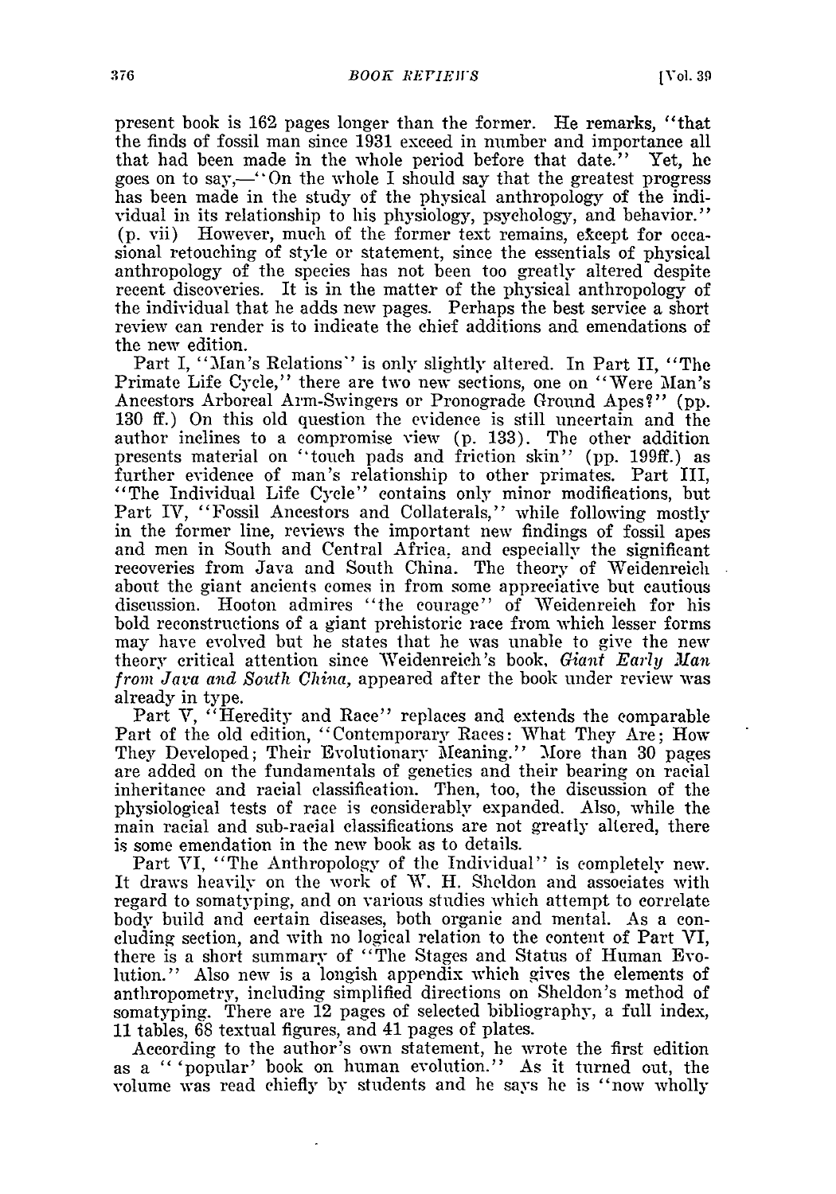present book is 162 pages longer than the former. He remarks, "that the finds of fossil man since 1931 exceed in number and importance all that had been made in the whole period before that date." Yet, he goes on to say,—"On the whole I should say that the greatest progress has been made in the study of the physical anthropology of the individual in its relationship to his physiology, psychology, and behavior." (p. vii) However, much of the former text remains, except for occasional retouching of style or statement, since the essentials of physical anthropology of the species has not been too greatly altered despite recent discoveries. It is in the matter of the physical anthropology of the individual that he adds new pages. Perhaps the best service a short review can render is to indicate the chief additions and emendations of the new edition.

Part I, "Man's Relations" is only slightly altered. In Part II, "The Primate Life Cycle," there are two new sections, one on "Were Man's Ancestors Arboreal Arm-Swingers or Pronograde Ground Apes?" (pp. 130 ff.) On this old question the evidence is still uncertain and the author inclines to a compromise view (p. 133). The other addition presents material on "touch pads and friction skin" (pp. 199ff.) as further evidence of man's relationship to other primates. Part III, "The Individual Life Cycle" contains only minor modifications, but Part IV, "Fossil Ancestors and Collaterals," while following mostly in the former line, reviews the important new findings of fossil apes and men in South and Central Africa, and especially the significant recoveries from Java and South China. The theory of Weidenreich about the giant ancients comes in from some appreciative but cautious discussion. Hooton admires "the courage" of Weidenreich for his bold reconstructions of a giant prehistoric race from which lesser forms may have evolved but he states that he was unable to give the new theory critical attention since Weidenreich's book, *Giant Early Man from Java and South China*, appeared after the book under review was already in type.

Part V, "Heredity and Race" replaces and extends the comparable Part of the old edition, "Contemporary Races: What They Are; How They Developed; Their Evolutionary Meaning." More than 30 pages are added on the fundamentals of genetics and their bearing on racial inheritance and racial classification. Then, too, the discussion of the physiological tests of race is considerably expanded. Also, while the main racial and sub-racial classifications are not greatly altered, there is some emendation in the new book as to details.

Part VI, "The Anthropology of the Individual" is completely new. It draws heavily on the work of W. H. Sheldon and associates with regard to somatyping, and on various studies which attempt to correlate body build and certain diseases, both organic and mental. As a concluding section, and with no logical relation to the content of Part VI, there is a short summary of "The Stages and Status of Human Evolution." Also new is a longish appendix which gives the elements of anthropometry, including simplified directions on Sheldon's method of somatyping. There are 12 pages of selected bibliography, a full index, 11 tables, 68 textual figures, and 41 pages of plates.

According to the author's own statement, he wrote the first edition as a "'popular' book on human evolution." As it turned out, the volume was read chiefly by students and he says he is "now wholly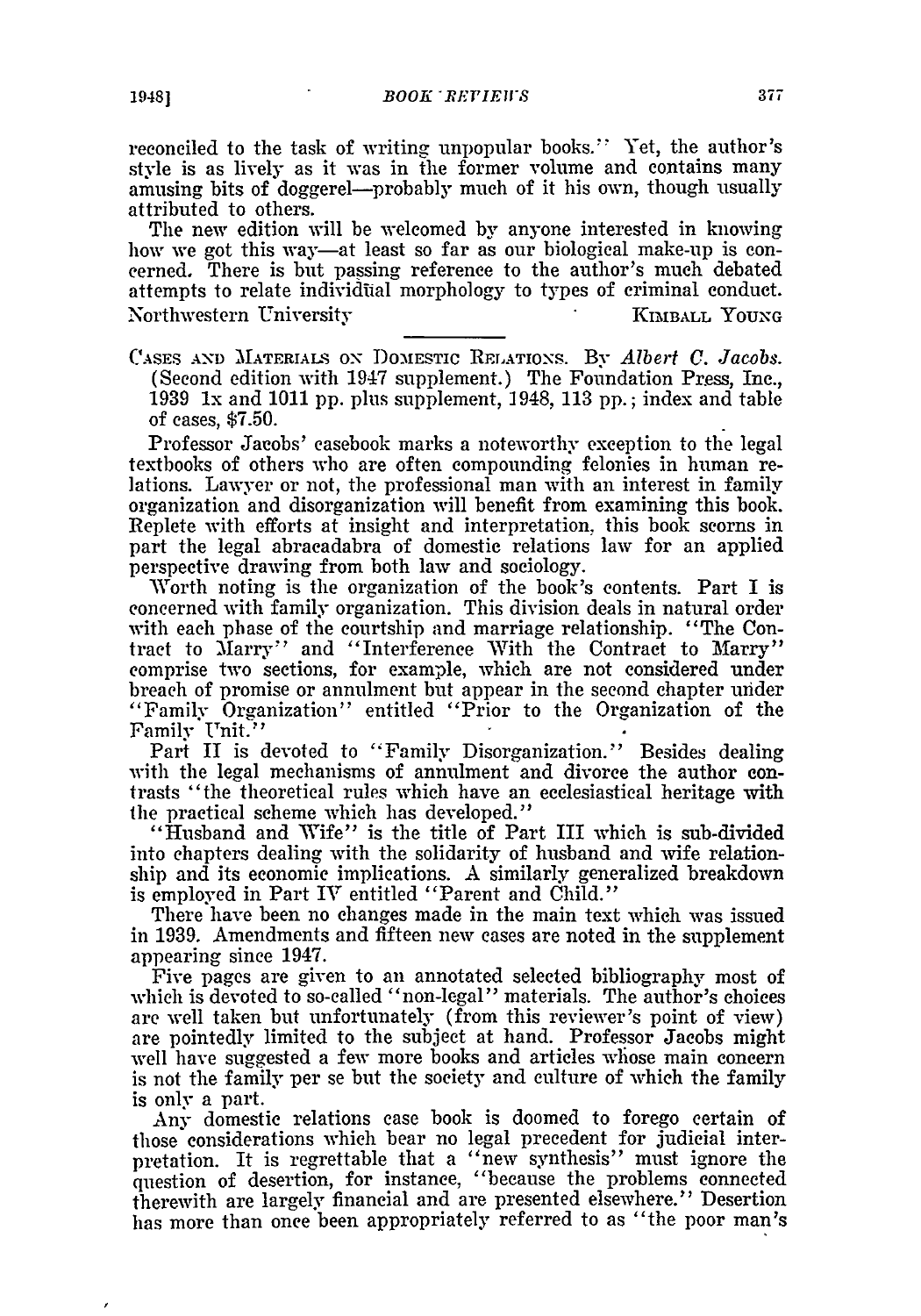reconciled to the task of writing unpopular books." Yet, the author's style is as lively as it was in the former volume and contains many amusing bits of doggerel—probably much of it his own, though usually attributed to others.

The new edition will be welcomed by anyone interested in knowing how we got this way—at least so far as our biological make-up is concerned. There is but passing reference to the author's much debated attempts to relate individual morphology to types of criminal conduct.

Northwestern University KIMBALL YOUNG

---

CASES AND MATERIALS ON DOMESTIC RELATIONS. By *Albert C. Jacobs.* (Second edition with 1947 supplement.) The Foundation Press, Inc., 1939 lx and 1011 pp. plus supplement, 1948, 113 pp.; index and table of cases, $7.50.

Professor Jacobs' casebook marks a noteworthy exception to the legal textbooks of others who are often compounding felonies in human relations. Lawyer or not, the professional man with an interest in family organization and disorganization will benefit from examining this book. Replete with efforts at insight and interpretation, this book scorns in part the legal abracadabra of domestic relations law for an applied perspective drawing from both law and sociology.

Worth noting is the organization of the book's contents. Part I is concerned with family organization. This division deals in natural order with each phase of the courtship and marriage relationship. "The Contract to Marry" and "Interference With the Contract to Marry" comprise two sections, for example, which are not considered under breach of promise or annulment but appear in the second chapter under "Family Organization" entitled "Prior to the Organization of the Family Unit."

Part II is devoted to "Family Disorganization." Besides dealing with the legal mechanisms of annulment and divorce the author contrasts "the theoretical rules which have an ecclesiastical heritage with the practical scheme which has developed."

"Husband and Wife" is the title of Part III which is sub-divided into chapters dealing with the solidarity of husband and wife relationship and its economic implications. A similarly generalized breakdown is employed in Part IV entitled "Parent and Child."

There have been no changes made in the main text which was issued in 1939. Amendments and fifteen new cases are noted in the supplement appearing since 1947.

Five pages are given to an annotated selected bibliography most of which is devoted to so-called "non-legal" materials. The author's choices are well taken but unfortunately (from this reviewer's point of view) are pointedly limited to the subject at hand. Professor Jacobs might well have suggested a few more books and articles whose main concern is not the family per se but the society and culture of which the family is only a part.

Any domestic relations case book is doomed to forego certain of those considerations which bear no legal precedent for judicial interpretation. It is regrettable that a "new synthesis" must ignore the question of desertion, for instance, "because the problems connected therewith are largely financial and are presented elsewhere." Desertion has more than once been appropriately referred to as "the poor man's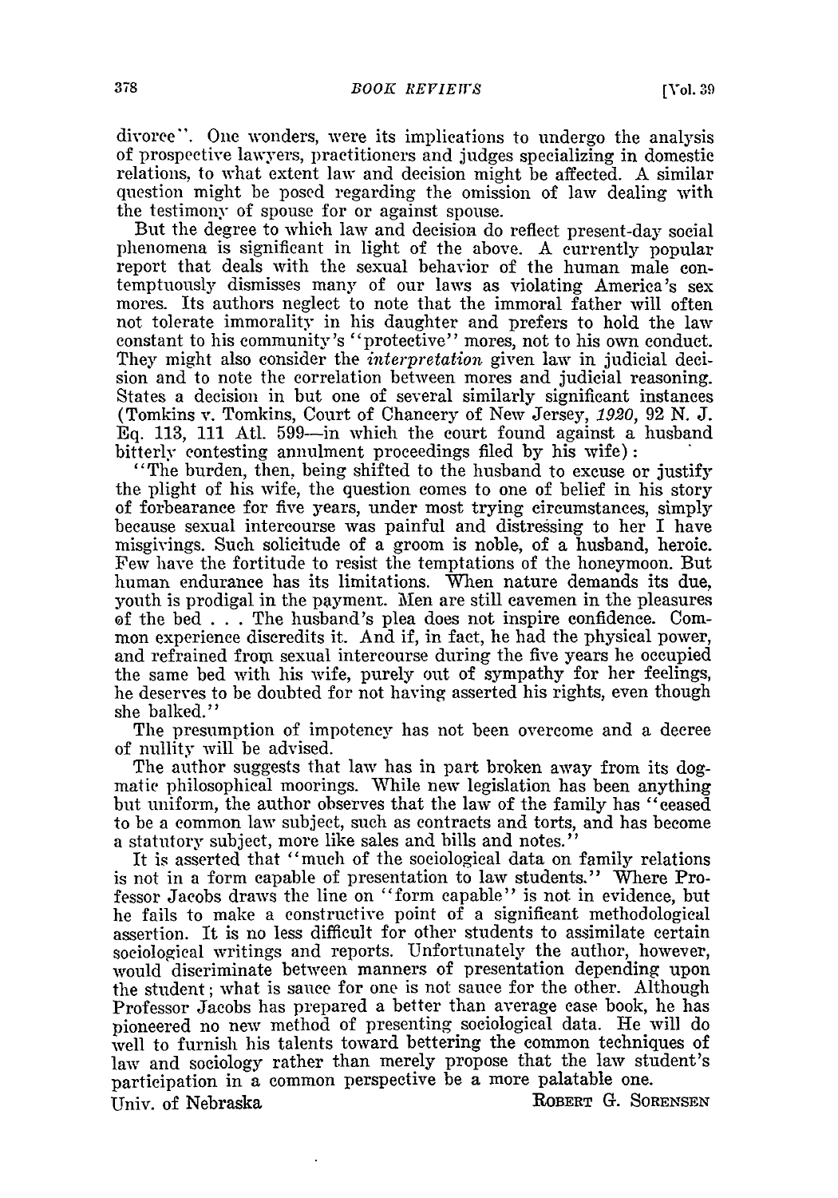divorce". One wonders, were its implications to undergo the analysis of prospective lawyers, practitioners and judges specializing in domestic relations, to what extent law and decision might be affected. A similar question might be posed regarding the omission of law dealing with the testimony of spouse for or against spouse.

But the degree to which law and decision do reflect present-day social phenomena is significant in light of the above. A currently popular report that deals with the sexual behavior of the human male contemptuously dismisses many of our laws as violating America's sex mores. Its authors neglect to note that the immoral father will often not tolerate immorality in his daughter and prefers to hold the law constant to his community's "protective" mores, not to his own conduct. They might also consider the *interpretation* given law in judicial decision and to note the correlation between mores and judicial reasoning. States a decision in but one of several similarly significant instances (Tomkins v. Tomkins, Court of Chancery of New Jersey, *1920*, 92 N. J. Eq. 113, 111 Atl. 599—in which the court found against a husband bitterly contesting annulment proceedings filed by his wife):

"The burden, then, being shifted to the husband to excuse or justify the plight of his wife, the question comes to one of belief in his story of forbearance for five years, under most trying circumstances, simply because sexual intercourse was painful and distressing to her I have misgivings. Such solicitude of a groom is noble, of a husband, heroic. Few have the fortitude to resist the temptations of the honeymoon. But human endurance has its limitations. When nature demands its due, youth is prodigal in the payment. Men are still cavemen in the pleasures of the bed . . . The husband's plea does not inspire confidence. Common experience discredits it. And if, in fact, he had the physical power, and refrained from sexual intercourse during the five years he occupied the same bed with his wife, purely out of sympathy for her feelings, he deserves to be doubted for not having asserted his rights, even though she balked."

The presumption of impotency has not been overcome and a decree of nullity will be advised.

The author suggests that law has in part broken away from its dogmatic philosophical moorings. While new legislation has been anything but uniform, the author observes that the law of the family has "ceased to be a common law subject, such as contracts and torts, and has become a statutory subject, more like sales and bills and notes."

It is asserted that "much of the sociological data on family relations is not in a form capable of presentation to law students." Where Professor Jacobs draws the line on "form capable" is not in evidence, but he fails to make a constructive point of a significant methodological assertion. It is no less difficult for other students to assimilate certain sociological writings and reports. Unfortunately the author, however, would discriminate between manners of presentation depending upon the student; what is sauce for one is not sauce for the other. Although Professor Jacobs has prepared a better than average case book, he has pioneered no new method of presenting sociological data. He will do well to furnish his talents toward bettering the common techniques of law and sociology rather than merely propose that the law student's participation in a common perspective be a more palatable one.

Univ. of Nebraska — ROBERT G. SORENSEN